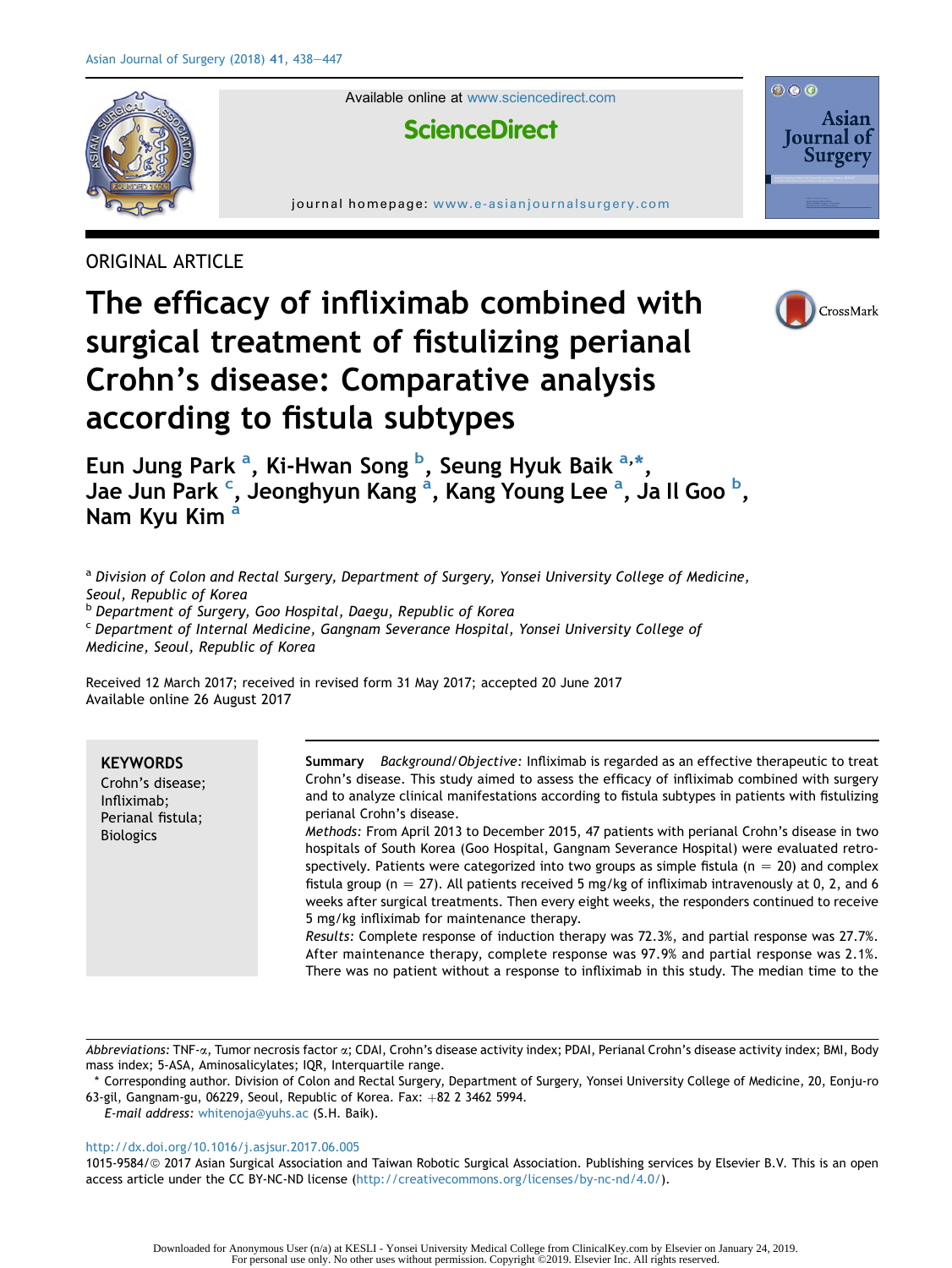ORIGINAL ARTICLE

# The efficacy of infliximab combined with surgical treatment of fistulizing perianal Crohn's disease: Comparative analysis according to fistula subtypes

Eun Jung Park [a], Ki-Hwan Song [b], Seung Hyuk Baik [a,*], Jae Jun Park [c], Jeonghyun Kang [a], Kang Young Lee [a], Ja Il Goo [b], Nam Kyu Kim [a]

[a] *Division of Colon and Rectal Surgery, Department of Surgery, Yonsei University College of Medicine, Seoul, Republic of Korea*
[b] *Department of Surgery, Goo Hospital, Daegu, Republic of Korea*
[c] *Department of Internal Medicine, Gangnam Severance Hospital, Yonsei University College of Medicine, Seoul, Republic of Korea*

Received 12 March 2017; received in revised form 31 May 2017; accepted 20 June 2017
Available online 26 August 2017

**KEYWORDS**
Crohn's disease;
Infliximab;
Perianal fistula;
Biologics

**Summary** *Background/Objective:* Infliximab is regarded as an effective therapeutic to treat Crohn's disease. This study aimed to assess the efficacy of infliximab combined with surgery and to analyze clinical manifestations according to fistula subtypes in patients with fistulizing perianal Crohn's disease.
*Methods:* From April 2013 to December 2015, 47 patients with perianal Crohn's disease in two hospitals of South Korea (Goo Hospital, Gangnam Severance Hospital) were evaluated retrospectively. Patients were categorized into two groups as simple fistula (n = 20) and complex fistula group (n = 27). All patients received 5 mg/kg of infliximab intravenously at 0, 2, and 6 weeks after surgical treatments. Then every eight weeks, the responders continued to receive 5 mg/kg infliximab for maintenance therapy.
*Results:* Complete response of induction therapy was 72.3%, and partial response was 27.7%. After maintenance therapy, complete response was 97.9% and partial response was 2.1%. There was no patient without a response to infliximab in this study. The median time to the

*Abbreviations:* TNF-α, Tumor necrosis factor α; CDAI, Crohn's disease activity index; PDAI, Perianal Crohn's disease activity index; BMI, Body mass index; 5-ASA, Aminosalicylates; IQR, Interquartile range.
\* Corresponding author. Division of Colon and Rectal Surgery, Department of Surgery, Yonsei University College of Medicine, 20, Eonju-ro 63-gil, Gangnam-gu, 06229, Seoul, Republic of Korea. Fax: +82 2 3462 5994.
*E-mail address:* whitenoja@yuhs.ac (S.H. Baik).

http://dx.doi.org/10.1016/j.asjsur.2017.06.005
1015-9584/© 2017 Asian Surgical Association and Taiwan Robotic Surgical Association. Publishing services by Elsevier B.V. This is an open access article under the CC BY-NC-ND license (http://creativecommons.org/licenses/by-nc-nd/4.0/).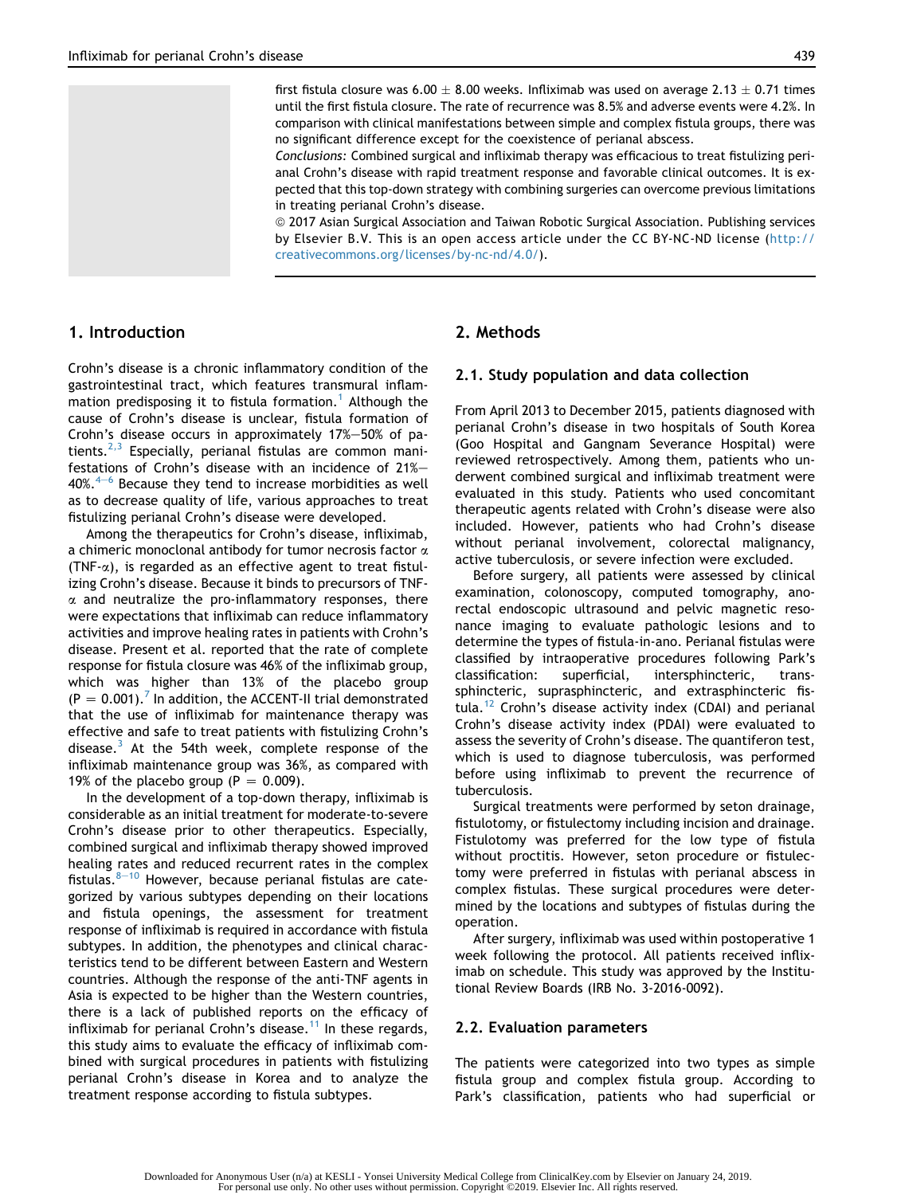first fistula closure was 6.00 ± 8.00 weeks. Infliximab was used on average 2.13 ± 0.71 times until the first fistula closure. The rate of recurrence was 8.5% and adverse events were 4.2%. In comparison with clinical manifestations between simple and complex fistula groups, there was no significant difference except for the coexistence of perianal abscess.

*Conclusions:* Combined surgical and infliximab therapy was efficacious to treat fistulizing perianal Crohn's disease with rapid treatment response and favorable clinical outcomes. It is expected that this top-down strategy with combining surgeries can overcome previous limitations in treating perianal Crohn's disease.

© 2017 Asian Surgical Association and Taiwan Robotic Surgical Association. Publishing services by Elsevier B.V. This is an open access article under the CC BY-NC-ND license (http://creativecommons.org/licenses/by-nc-nd/4.0/).

## 1. Introduction

Crohn's disease is a chronic inflammatory condition of the gastrointestinal tract, which features transmural inflammation predisposing it to fistula formation.[1] Although the cause of Crohn's disease is unclear, fistula formation of Crohn's disease occurs in approximately 17%–50% of patients.[2,3] Especially, perianal fistulas are common manifestations of Crohn's disease with an incidence of 21%–40%.[4–6] Because they tend to increase morbidities as well as to decrease quality of life, various approaches to treat fistulizing perianal Crohn's disease were developed.

Among the therapeutics for Crohn's disease, infliximab, a chimeric monoclonal antibody for tumor necrosis factor $\alpha$ (TNF-$\alpha$), is regarded as an effective agent to treat fistulizing Crohn's disease. Because it binds to precursors of TNF-$\alpha$ and neutralize the pro-inflammatory responses, there were expectations that infliximab can reduce inflammatory activities and improve healing rates in patients with Crohn's disease. Present et al. reported that the rate of complete response for fistula closure was 46% of the infliximab group, which was higher than 13% of the placebo group ($P = 0.001$).[7] In addition, the ACCENT-II trial demonstrated that the use of infliximab for maintenance therapy was effective and safe to treat patients with fistulizing Crohn's disease.[3] At the 54th week, complete response of the infliximab maintenance group was 36%, as compared with 19% of the placebo group ($P = 0.009$).

In the development of a top-down therapy, infliximab is considerable as an initial treatment for moderate-to-severe Crohn's disease prior to other therapeutics. Especially, combined surgical and infliximab therapy showed improved healing rates and reduced recurrent rates in the complex fistulas.[8–10] However, because perianal fistulas are categorized by various subtypes depending on their locations and fistula openings, the assessment for treatment response of infliximab is required in accordance with fistula subtypes. In addition, the phenotypes and clinical characteristics tend to be different between Eastern and Western countries. Although the response of the anti-TNF agents in Asia is expected to be higher than the Western countries, there is a lack of published reports on the efficacy of infliximab for perianal Crohn's disease.[11] In these regards, this study aims to evaluate the efficacy of infliximab combined with surgical procedures in patients with fistulizing perianal Crohn's disease in Korea and to analyze the treatment response according to fistula subtypes.

## 2. Methods

### 2.1. Study population and data collection

From April 2013 to December 2015, patients diagnosed with perianal Crohn's disease in two hospitals of South Korea (Goo Hospital and Gangnam Severance Hospital) were reviewed retrospectively. Among them, patients who underwent combined surgical and infliximab treatment were evaluated in this study. Patients who used concomitant therapeutic agents related with Crohn's disease were also included. However, patients who had Crohn's disease without perianal involvement, colorectal malignancy, active tuberculosis, or severe infection were excluded.

Before surgery, all patients were assessed by clinical examination, colonoscopy, computed tomography, anorectal endoscopic ultrasound and pelvic magnetic resonance imaging to evaluate pathologic lesions and to determine the types of fistula-in-ano. Perianal fistulas were classified by intraoperative procedures following Park's classification: superficial, intersphincteric, transsphincteric, suprasphincteric, and extrasphincteric fistula.[12] Crohn's disease activity index (CDAI) and perianal Crohn's disease activity index (PDAI) were evaluated to assess the severity of Crohn's disease. The quantiferon test, which is used to diagnose tuberculosis, was performed before using infliximab to prevent the recurrence of tuberculosis.

Surgical treatments were performed by seton drainage, fistulotomy, or fistulectomy including incision and drainage. Fistulotomy was preferred for the low type of fistula without proctitis. However, seton procedure or fistulectomy were preferred in fistulas with perianal abscess in complex fistulas. These surgical procedures were determined by the locations and subtypes of fistulas during the operation.

After surgery, infliximab was used within postoperative 1 week following the protocol. All patients received infliximab on schedule. This study was approved by the Institutional Review Boards (IRB No. 3-2016-0092).

### 2.2. Evaluation parameters

The patients were categorized into two types as simple fistula group and complex fistula group. According to Park's classification, patients who had superficial or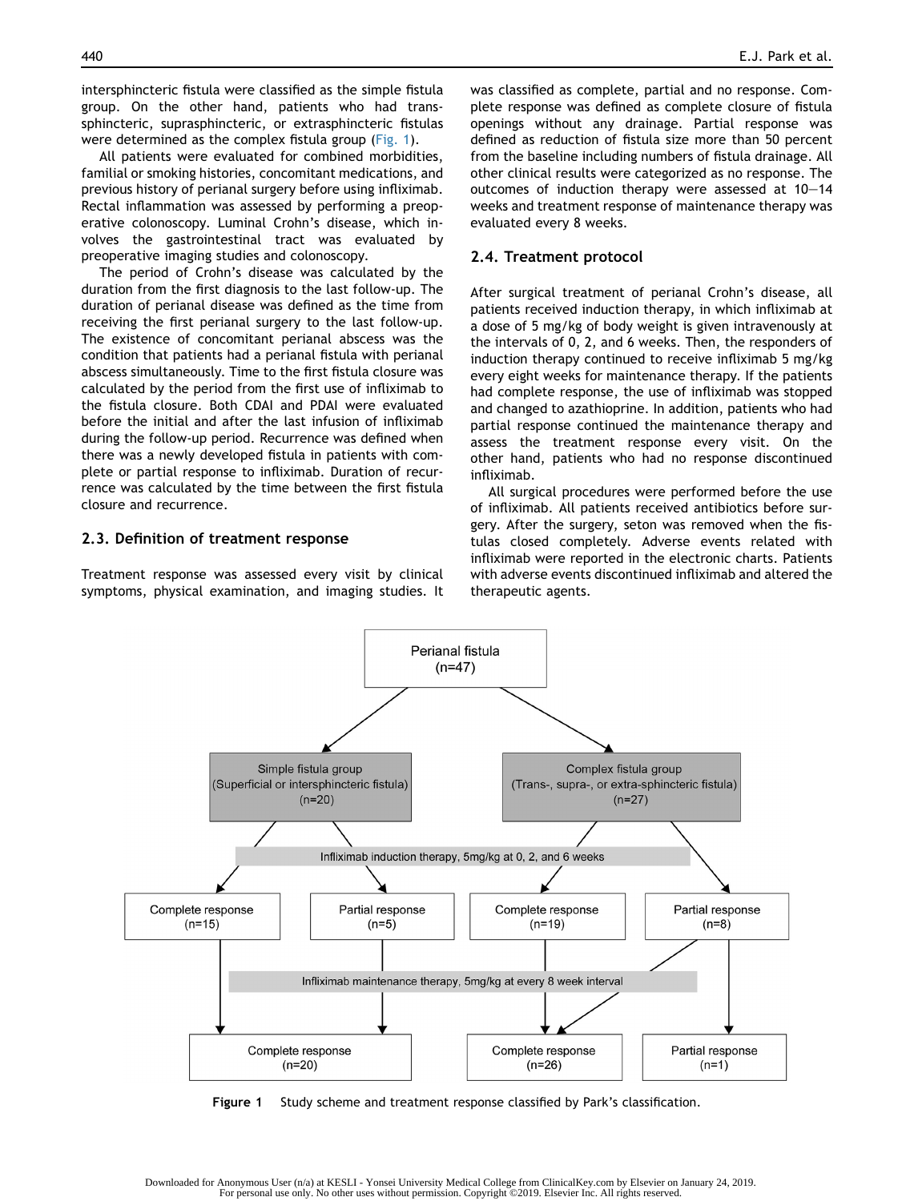intersphincteric fistula were classified as the simple fistula group. On the other hand, patients who had trans-sphincteric, suprasphincteric, or extrasphincteric fistulas were determined as the complex fistula group (Fig. 1).

All patients were evaluated for combined morbidities, familial or smoking histories, concomitant medications, and previous history of perianal surgery before using infliximab. Rectal inflammation was assessed by performing a preoperative colonoscopy. Luminal Crohn's disease, which involves the gastrointestinal tract was evaluated by preoperative imaging studies and colonoscopy.

The period of Crohn's disease was calculated by the duration from the first diagnosis to the last follow-up. The duration of perianal disease was defined as the time from receiving the first perianal surgery to the last follow-up. The existence of concomitant perianal abscess was the condition that patients had a perianal fistula with perianal abscess simultaneously. Time to the first fistula closure was calculated by the period from the first use of infliximab to the fistula closure. Both CDAI and PDAI were evaluated before the initial and after the last infusion of infliximab during the follow-up period. Recurrence was defined when there was a newly developed fistula in patients with complete or partial response to infliximab. Duration of recurrence was calculated by the time between the first fistula closure and recurrence.

## 2.3. Definition of treatment response

Treatment response was assessed every visit by clinical symptoms, physical examination, and imaging studies. It was classified as complete, partial and no response. Complete response was defined as complete closure of fistula openings without any drainage. Partial response was defined as reduction of fistula size more than 50 percent from the baseline including numbers of fistula drainage. All other clinical results were categorized as no response. The outcomes of induction therapy were assessed at 10–14 weeks and treatment response of maintenance therapy was evaluated every 8 weeks.

## 2.4. Treatment protocol

After surgical treatment of perianal Crohn's disease, all patients received induction therapy, in which infliximab at a dose of 5 mg/kg of body weight is given intravenously at the intervals of 0, 2, and 6 weeks. Then, the responders of induction therapy continued to receive infliximab 5 mg/kg every eight weeks for maintenance therapy. If the patients had complete response, the use of infliximab was stopped and changed to azathioprine. In addition, patients who had partial response continued the maintenance therapy and assess the treatment response every visit. On the other hand, patients who had no response discontinued infliximab.

All surgical procedures were performed before the use of infliximab. All patients received antibiotics before surgery. After the surgery, seton was removed when the fistulas closed completely. Adverse events related with infliximab were reported in the electronic charts. Patients with adverse events discontinued infliximab and altered the therapeutic agents.

Perianal fistula (n=47)

Simple fistula group (Superficial or intersphincteric fistula) (n=20)

Complex fistula group (Trans-, supra-, or extra-sphincteric fistula) (n=27)

Infliximab induction therapy, 5mg/kg at 0, 2, and 6 weeks

Complete response (n=15) | Partial response (n=5) | Complete response (n=19) | Partial response (n=8)

Infliximab maintenance therapy, 5mg/kg at every 8 week interval

Complete response (n=20) | Complete response (n=26) | Partial response (n=1)

**Figure 1** Study scheme and treatment response classified by Park's classification.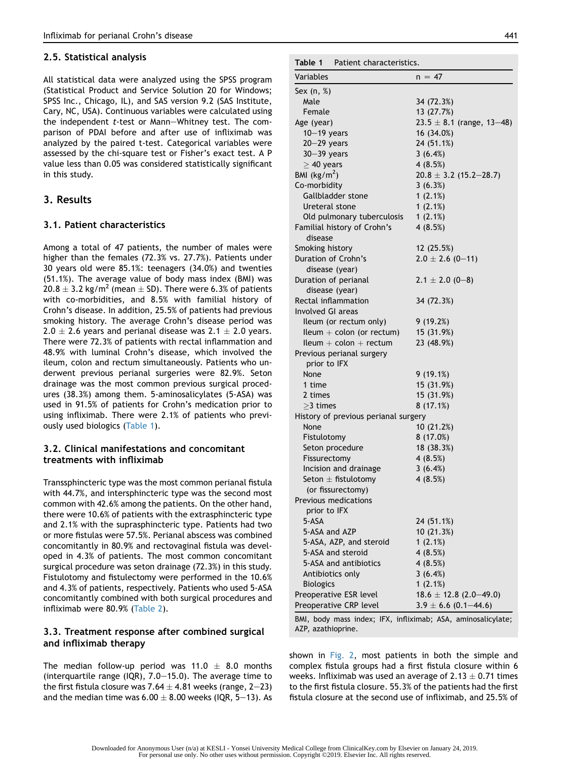## 2.5. Statistical analysis

All statistical data were analyzed using the SPSS program (Statistical Product and Service Solution 20 for Windows; SPSS Inc., Chicago, IL), and SAS version 9.2 (SAS Institute, Cary, NC, USA). Continuous variables were calculated using the independent *t*-test or Mann–Whitney test. The comparison of PDAI before and after use of infliximab was analyzed by the paired t-test. Categorical variables were assessed by the chi-square test or Fisher's exact test. A P value less than 0.05 was considered statistically significant in this study.

# 3. Results

## 3.1. Patient characteristics

Among a total of 47 patients, the number of males were higher than the females (72.3% vs. 27.7%). Patients under 30 years old were 85.1%: teenagers (34.0%) and twenties (51.1%). The average value of body mass index (BMI) was 20.8 ± 3.2 kg/m$^2$ (mean ± SD). There were 6.3% of patients with co-morbidities, and 8.5% with familial history of Crohn's disease. In addition, 25.5% of patients had previous smoking history. The average Crohn's disease period was 2.0 ± 2.6 years and perianal disease was 2.1 ± 2.0 years. There were 72.3% of patients with rectal inflammation and 48.9% with luminal Crohn's disease, which involved the ileum, colon and rectum simultaneously. Patients who underwent previous perianal surgeries were 82.9%. Seton drainage was the most common previous surgical procedures (38.3%) among them. 5-aminosalicylates (5-ASA) was used in 91.5% of patients for Crohn's medication prior to using infliximab. There were 2.1% of patients who previously used biologics (Table 1).

**Table 1** Patient characteristics.

| Variables | n = 47 |
|---|---|
| Sex (n, %) | |
| Male | 34 (72.3%) |
| Female | 13 (27.7%) |
| Age (year) | 23.5 ± 8.1 (range, 13–48) |
| 10–19 years | 16 (34.0%) |
| 20–29 years | 24 (51.1%) |
| 30–39 years | 3 (6.4%) |
| ≥ 40 years | 4 (8.5%) |
| BMI (kg/m$^2$) | 20.8 ± 3.2 (15.2–28.7) |
| Co-morbidity | 3 (6.3%) |
| Gallbladder stone | 1 (2.1%) |
| Ureteral stone | 1 (2.1%) |
| Old pulmonary tuberculosis | 1 (2.1%) |
| Familial history of Crohn's disease | 4 (8.5%) |
| Smoking history | 12 (25.5%) |
| Duration of Crohn's disease (year) | 2.0 ± 2.6 (0–11) |
| Duration of perianal disease (year) | 2.1 ± 2.0 (0–8) |
| Rectal inflammation | 34 (72.3%) |
| Involved GI areas | |
| Ileum (or rectum only) | 9 (19.2%) |
| Ileum + colon (or rectum) | 15 (31.9%) |
| Ileum + colon + rectum | 23 (48.9%) |
| Previous perianal surgery prior to IFX | |
| None | 9 (19.1%) |
| 1 time | 15 (31.9%) |
| 2 times | 15 (31.9%) |
| ≥3 times | 8 (17.1%) |
| History of previous perianal surgery | |
| None | 10 (21.2%) |
| Fistulotomy | 8 (17.0%) |
| Seton procedure | 18 (38.3%) |
| Fissurectomy | 4 (8.5%) |
| Incision and drainage | 3 (6.4%) |
| Seton ± fistulotomy (or fissurectomy) | 4 (8.5%) |
| Previous medications prior to IFX | |
| 5-ASA | 24 (51.1%) |
| 5-ASA and AZP | 10 (21.3%) |
| 5-ASA, AZP, and steroid | 1 (2.1%) |
| 5-ASA and steroid | 4 (8.5%) |
| 5-ASA and antibiotics | 4 (8.5%) |
| Antibiotics only | 3 (6.4%) |
| Biologics | 1 (2.1%) |
| Preoperative ESR level | 18.6 ± 12.8 (2.0–49.0) |
| Preoperative CRP level | 3.9 ± 6.6 (0.1–44.6) |

BMI, body mass index; IFX, infliximab; ASA, aminosalicylate; AZP, azathioprine.

## 3.2. Clinical manifestations and concomitant treatments with infliximab

Transsphincteric type was the most common perianal fistula with 44.7%, and intersphincteric type was the second most common with 42.6% among the patients. On the other hand, there were 10.6% of patients with the extrasphincteric type and 2.1% with the suprasphincteric type. Patients had two or more fistulas were 57.5%. Perianal abscess was combined concomitantly in 80.9% and rectovaginal fistula was developed in 4.3% of patients. The most common concomitant surgical procedure was seton drainage (72.3%) in this study. Fistulotomy and fistulectomy were performed in the 10.6% and 4.3% of patients, respectively. Patients who used 5-ASA concomitantly combined with both surgical procedures and infliximab were 80.9% (Table 2).

## 3.3. Treatment response after combined surgical and infliximab therapy

The median follow-up period was 11.0 ± 8.0 months (interquartile range (IQR), 7.0–15.0). The average time to the first fistula closure was 7.64 ± 4.81 weeks (range, 2–23) and the median time was 6.00 ± 8.00 weeks (IQR, 5–13). As shown in Fig. 2, most patients in both the simple and complex fistula groups had a first fistula closure within 6 weeks. Infliximab was used an average of 2.13 ± 0.71 times to the first fistula closure. 55.3% of the patients had the first fistula closure at the second use of infliximab, and 25.5% of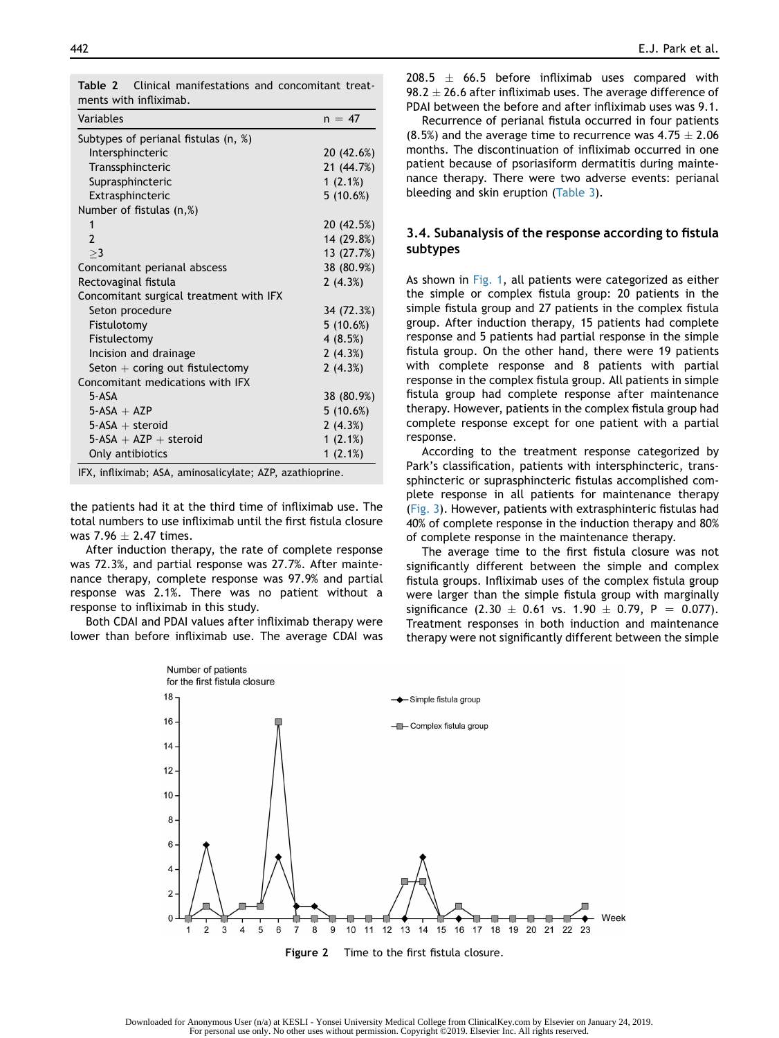**Table 2** Clinical manifestations and concomitant treatments with infliximab.

| Variables | n = 47 |
|---|---|
| Subtypes of perianal fistulas (n, %) | |
| Intersphincteric | 20 (42.6%) |
| Transsphincteric | 21 (44.7%) |
| Suprasphincteric | 1 (2.1%) |
| Extrasphincteric | 5 (10.6%) |
| Number of fistulas (n,%) | |
| 1 | 20 (42.5%) |
| 2 | 14 (29.8%) |
| ≥3 | 13 (27.7%) |
| Concomitant perianal abscess | 38 (80.9%) |
| Rectovaginal fistula | 2 (4.3%) |
| Concomitant surgical treatment with IFX | |
| Seton procedure | 34 (72.3%) |
| Fistulotomy | 5 (10.6%) |
| Fistulectomy | 4 (8.5%) |
| Incision and drainage | 2 (4.3%) |
| Seton + coring out fistulectomy | 2 (4.3%) |
| Concomitant medications with IFX | |
| 5-ASA | 38 (80.9%) |
| 5-ASA + AZP | 5 (10.6%) |
| 5-ASA + steroid | 2 (4.3%) |
| 5-ASA + AZP + steroid | 1 (2.1%) |
| Only antibiotics | 1 (2.1%) |

IFX, infliximab; ASA, aminosalicylate; AZP, azathioprine.

the patients had it at the third time of infliximab use. The total numbers to use infliximab until the first fistula closure was 7.96 ± 2.47 times.

After induction therapy, the rate of complete response was 72.3%, and partial response was 27.7%. After maintenance therapy, complete response was 97.9% and partial response was 2.1%. There was no patient without a response to infliximab in this study.

Both CDAI and PDAI values after infliximab therapy were lower than before infliximab use. The average CDAI was 208.5 ± 66.5 before infliximab uses compared with 98.2 ± 26.6 after infliximab uses. The average difference of PDAI between the before and after infliximab uses was 9.1.

Recurrence of perianal fistula occurred in four patients (8.5%) and the average time to recurrence was 4.75 ± 2.06 months. The discontinuation of infliximab occurred in one patient because of psoriasiform dermatitis during maintenance therapy. There were two adverse events: perianal bleeding and skin eruption (Table 3).

### 3.4. Subanalysis of the response according to fistula subtypes

As shown in Fig. 1, all patients were categorized as either the simple or complex fistula group: 20 patients in the simple fistula group and 27 patients in the complex fistula group. After induction therapy, 15 patients had complete response and 5 patients had partial response in the simple fistula group. On the other hand, there were 19 patients with complete response and 8 patients with partial response in the complex fistula group. All patients in simple fistula group had complete response after maintenance therapy. However, patients in the complex fistula group had complete response except for one patient with a partial response.

According to the treatment response categorized by Park's classification, patients with intersphincteric, transsphincteric or suprasphincteric fistulas accomplished complete response in all patients for maintenance therapy (Fig. 3). However, patients with extrasphinteric fistulas had 40% of complete response in the induction therapy and 80% of complete response in the maintenance therapy.

The average time to the first fistula closure was not significantly different between the simple and complex fistula groups. Infliximab uses of the complex fistula group were larger than the simple fistula group with marginally significance (2.30 ± 0.61 vs. 1.90 ± 0.79, $P = 0.077$). Treatment responses in both induction and maintenance therapy were not significantly different between the simple

**Figure 2** Time to the first fistula closure.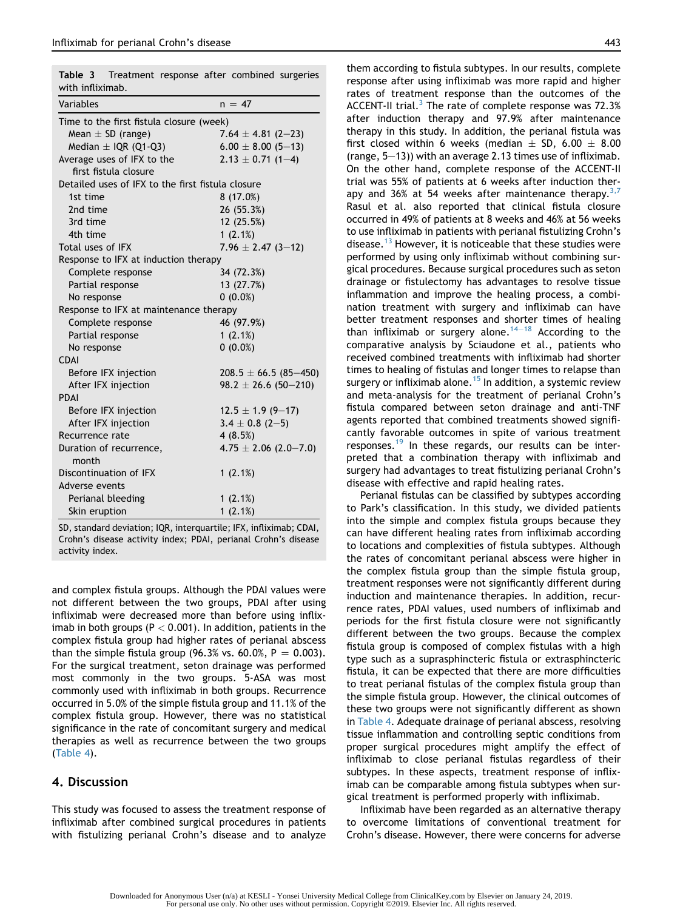**Table 3** Treatment response after combined surgeries with infliximab.

| Variables | n = 47 |
|---|---|
| Time to the first fistula closure (week) | |
| Mean ± SD (range) | 7.64 ± 4.81 (2–23) |
| Median ± IQR (Q1-Q3) | 6.00 ± 8.00 (5–13) |
| Average uses of IFX to the first fistula closure | 2.13 ± 0.71 (1–4) |
| Detailed uses of IFX to the first fistula closure | |
| 1st time | 8 (17.0%) |
| 2nd time | 26 (55.3%) |
| 3rd time | 12 (25.5%) |
| 4th time | 1 (2.1%) |
| Total uses of IFX | 7.96 ± 2.47 (3–12) |
| Response to IFX at induction therapy | |
| Complete response | 34 (72.3%) |
| Partial response | 13 (27.7%) |
| No response | 0 (0.0%) |
| Response to IFX at maintenance therapy | |
| Complete response | 46 (97.9%) |
| Partial response | 1 (2.1%) |
| No response | 0 (0.0%) |
| CDAI | |
| Before IFX injection | 208.5 ± 66.5 (85–450) |
| After IFX injection | 98.2 ± 26.6 (50–210) |
| PDAI | |
| Before IFX injection | 12.5 ± 1.9 (9–17) |
| After IFX injection | 3.4 ± 0.8 (2–5) |
| Recurrence rate | 4 (8.5%) |
| Duration of recurrence, month | 4.75 ± 2.06 (2.0–7.0) |
| Discontinuation of IFX | 1 (2.1%) |
| Adverse events | |
| Perianal bleeding | 1 (2.1%) |
| Skin eruption | 1 (2.1%) |

SD, standard deviation; IQR, interquartile; IFX, infliximab; CDAI, Crohn's disease activity index; PDAI, perianal Crohn's disease activity index.

and complex fistula groups. Although the PDAI values were not different between the two groups, PDAI after using infliximab were decreased more than before using infliximab in both groups ($P < 0.001$). In addition, patients in the complex fistula group had higher rates of perianal abscess than the simple fistula group (96.3% vs. 60.0%, $P = 0.003$). For the surgical treatment, seton drainage was performed most commonly in the two groups. 5-ASA was most commonly used with infliximab in both groups. Recurrence occurred in 5.0% of the simple fistula group and 11.1% of the complex fistula group. However, there was no statistical significance in the rate of concomitant surgery and medical therapies as well as recurrence between the two groups (Table 4).

## 4. Discussion

This study was focused to assess the treatment response of infliximab after combined surgical procedures in patients with fistulizing perianal Crohn's disease and to analyze them according to fistula subtypes. In our results, complete response after using infliximab was more rapid and higher rates of treatment response than the outcomes of the ACCENT-II trial.[3] The rate of complete response was 72.3% after induction therapy and 97.9% after maintenance therapy in this study. In addition, the perianal fistula was first closed within 6 weeks (median ± SD, 6.00 ± 8.00 (range, 5–13)) with an average 2.13 times use of infliximab. On the other hand, complete response of the ACCENT-II trial was 55% of patients at 6 weeks after induction therapy and 36% at 54 weeks after maintenance therapy.[3,7] Rasul et al. also reported that clinical fistula closure occurred in 49% of patients at 8 weeks and 46% at 56 weeks to use infliximab in patients with perianal fistulizing Crohn's disease.[13] However, it is noticeable that these studies were performed by using only infliximab without combining surgical procedures. Because surgical procedures such as seton drainage or fistulectomy has advantages to resolve tissue inflammation and improve the healing process, a combination treatment with surgery and infliximab can have better treatment responses and shorter times of healing than infliximab or surgery alone.[14–18] According to the comparative analysis by Sciaudone et al., patients who received combined treatments with infliximab had shorter times to healing of fistulas and longer times to relapse than surgery or infliximab alone.[15] In addition, a systemic review and meta-analysis for the treatment of perianal Crohn's fistula compared between seton drainage and anti-TNF agents reported that combined treatments showed significantly favorable outcomes in spite of various treatment responses.[19] In these regards, our results can be interpreted that a combination therapy with infliximab and surgery had advantages to treat fistulizing perianal Crohn's disease with effective and rapid healing rates.

Perianal fistulas can be classified by subtypes according to Park's classification. In this study, we divided patients into the simple and complex fistula groups because they can have different healing rates from infliximab according to locations and complexities of fistula subtypes. Although the rates of concomitant perianal abscess were higher in the complex fistula group than the simple fistula group, treatment responses were not significantly different during induction and maintenance therapies. In addition, recurrence rates, PDAI values, used numbers of infliximab and periods for the first fistula closure were not significantly different between the two groups. Because the complex fistula group is composed of complex fistulas with a high type such as a suprasphincteric fistula or extrasphincteric fistula, it can be expected that there are more difficulties to treat perianal fistulas of the complex fistula group than the simple fistula group. However, the clinical outcomes of these two groups were not significantly different as shown in Table 4. Adequate drainage of perianal abscess, resolving tissue inflammation and controlling septic conditions from proper surgical procedures might amplify the effect of infliximab to close perianal fistulas regardless of their subtypes. In these aspects, treatment response of infliximab can be comparable among fistula subtypes when surgical treatment is performed properly with infliximab.

Infliximab have been regarded as an alternative therapy to overcome limitations of conventional treatment for Crohn's disease. However, there were concerns for adverse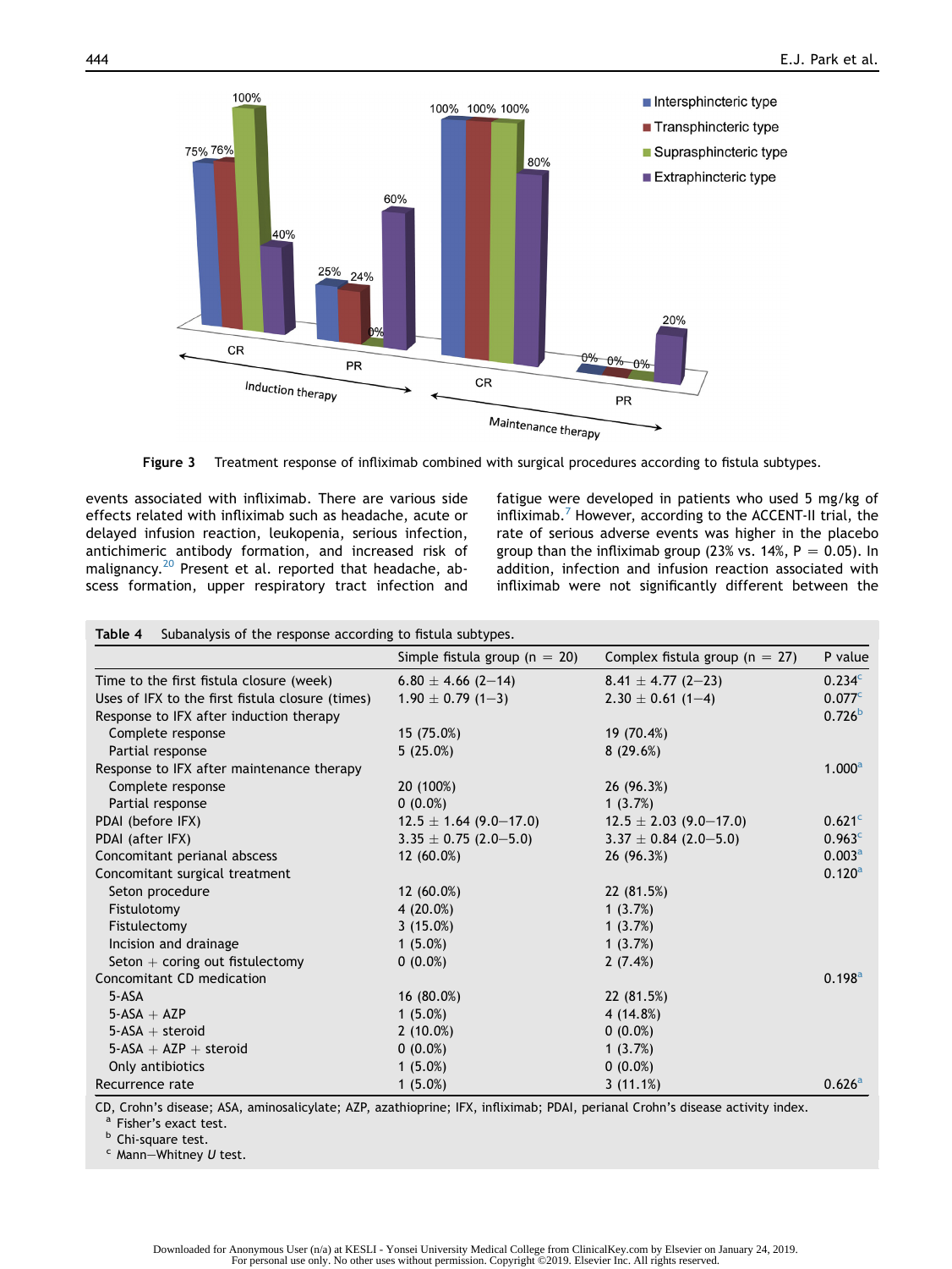Figure 3 Treatment response of infliximab combined with surgical procedures according to fistula subtypes.

events associated with infliximab. There are various side effects related with infliximab such as headache, acute or delayed infusion reaction, leukopenia, serious infection, antichimeric antibody formation, and increased risk of malignancy.[20] Present et al. reported that headache, abscess formation, upper respiratory tract infection and fatigue were developed in patients who used 5 mg/kg of infliximab.[7] However, according to the ACCENT-II trial, the rate of serious adverse events was higher in the placebo group than the infliximab group (23% vs. 14%, $P = 0.05$). In addition, infection and infusion reaction associated with infliximab were not significantly different between the

**Table 4** Subanalysis of the response according to fistula subtypes.

| | Simple fistula group (n = 20) | Complex fistula group (n = 27) | P value |
|---|---|---|---|
| Time to the first fistula closure (week) | 6.80 ± 4.66 (2–14) | 8.41 ± 4.77 (2–23) | 0.234[c] |
| Uses of IFX to the first fistula closure (times) | 1.90 ± 0.79 (1–3) | 2.30 ± 0.61 (1–4) | 0.077[c] |
| Response to IFX after induction therapy | | | 0.726[b] |
| Complete response | 15 (75.0%) | 19 (70.4%) | |
| Partial response | 5 (25.0%) | 8 (29.6%) | |
| Response to IFX after maintenance therapy | | | 1.000[a] |
| Complete response | 20 (100%) | 26 (96.3%) | |
| Partial response | 0 (0.0%) | 1 (3.7%) | |
| PDAI (before IFX) | 12.5 ± 1.64 (9.0–17.0) | 12.5 ± 2.03 (9.0–17.0) | 0.621[c] |
| PDAI (after IFX) | 3.35 ± 0.75 (2.0–5.0) | 3.37 ± 0.84 (2.0–5.0) | 0.963[c] |
| Concomitant perianal abscess | 12 (60.0%) | 26 (96.3%) | 0.003[a] |
| Concomitant surgical treatment | | | 0.120[a] |
| Seton procedure | 12 (60.0%) | 22 (81.5%) | |
| Fistulotomy | 4 (20.0%) | 1 (3.7%) | |
| Fistulectomy | 3 (15.0%) | 1 (3.7%) | |
| Incision and drainage | 1 (5.0%) | 1 (3.7%) | |
| Seton + coring out fistulectomy | 0 (0.0%) | 2 (7.4%) | |
| Concomitant CD medication | | | 0.198[a] |
| 5-ASA | 16 (80.0%) | 22 (81.5%) | |
| 5-ASA + AZP | 1 (5.0%) | 4 (14.8%) | |
| 5-ASA + steroid | 2 (10.0%) | 0 (0.0%) | |
| 5-ASA + AZP + steroid | 0 (0.0%) | 1 (3.7%) | |
| Only antibiotics | 1 (5.0%) | 0 (0.0%) | |
| Recurrence rate | 1 (5.0%) | 3 (11.1%) | 0.626[a] |

CD, Crohn's disease; ASA, aminosalicylate; AZP, azathioprine; IFX, infliximab; PDAI, perianal Crohn's disease activity index.
[a] Fisher's exact test.
[b] Chi-square test.
[c] Mann–Whitney *U* test.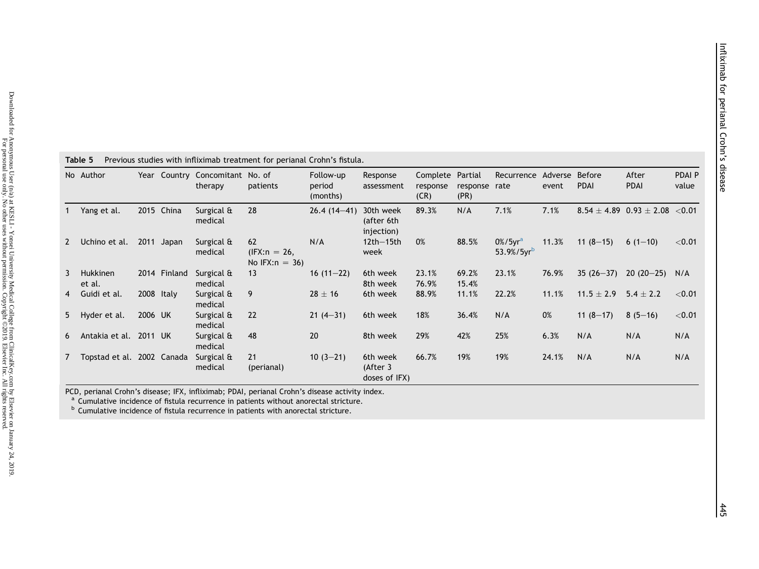**Table 5** Previous studies with infliximab treatment for perianal Crohn's fistula.

| No | Author | Year | Country | Concomitant therapy | No. of patients | Follow-up period (months) | Response assessment | Complete response (CR) | Partial response (PR) | Recurrence rate | Adverse event | Before PDAI | After PDAI | PDAI P value |
|---|---|---|---|---|---|---|---|---|---|---|---|---|---|---|
| 1 | Yang et al. | 2015 | China | Surgical & medical | 28 | 26.4 (14–41) | 30th week (after 6th injection) | 89.3% | N/A | 7.1% | 7.1% | 8.54 ± 4.89 | 0.93 ± 2.08 | <0.01 |
| 2 | Uchino et al. | 2011 | Japan | Surgical & medical | 62 (IFX:n = 26, No IFX:n = 36) | N/A | 12th–15th week | 0% | 88.5% | 0%/5yr[a] 53.9%/5yr[b] | 11.3% | 11 (8–15) | 6 (1–10) | <0.01 |
| 3 | Hukkinen et al. | 2014 | Finland | Surgical & medical | 13 | 16 (11–22) | 6th week 8th week | 23.1% 76.9% | 69.2% 15.4% | 23.1% | 76.9% | 35 (26–37) | 20 (20–25) | N/A |
| 4 | Guidi et al. | 2008 | Italy | Surgical & medical | 9 | 28 ± 16 | 6th week | 88.9% | 11.1% | 22.2% | 11.1% | 11.5 ± 2.9 | 5.4 ± 2.2 | <0.01 |
| 5 | Hyder et al. | 2006 | UK | Surgical & medical | 22 | 21 (4–31) | 6th week | 18% | 36.4% | N/A | 0% | 11 (8–17) | 8 (5–16) | <0.01 |
| 6 | Antakia et al. | 2011 | UK | Surgical & medical | 48 | 20 | 8th week | 29% | 42% | 25% | 6.3% | N/A | N/A | N/A |
| 7 | Topstad et al. | 2002 | Canada | Surgical & medical | 21 (perianal) | 10 (3–21) | 6th week (After 3 doses of IFX) | 66.7% | 19% | 19% | 24.1% | N/A | N/A | N/A |

PCD, perianal Crohn's disease; IFX, infliximab; PDAI, perianal Crohn's disease activity index.
[a] Cumulative incidence of fistula recurrence in patients without anorectal stricture.
[b] Cumulative incidence of fistula recurrence in patients with anorectal stricture.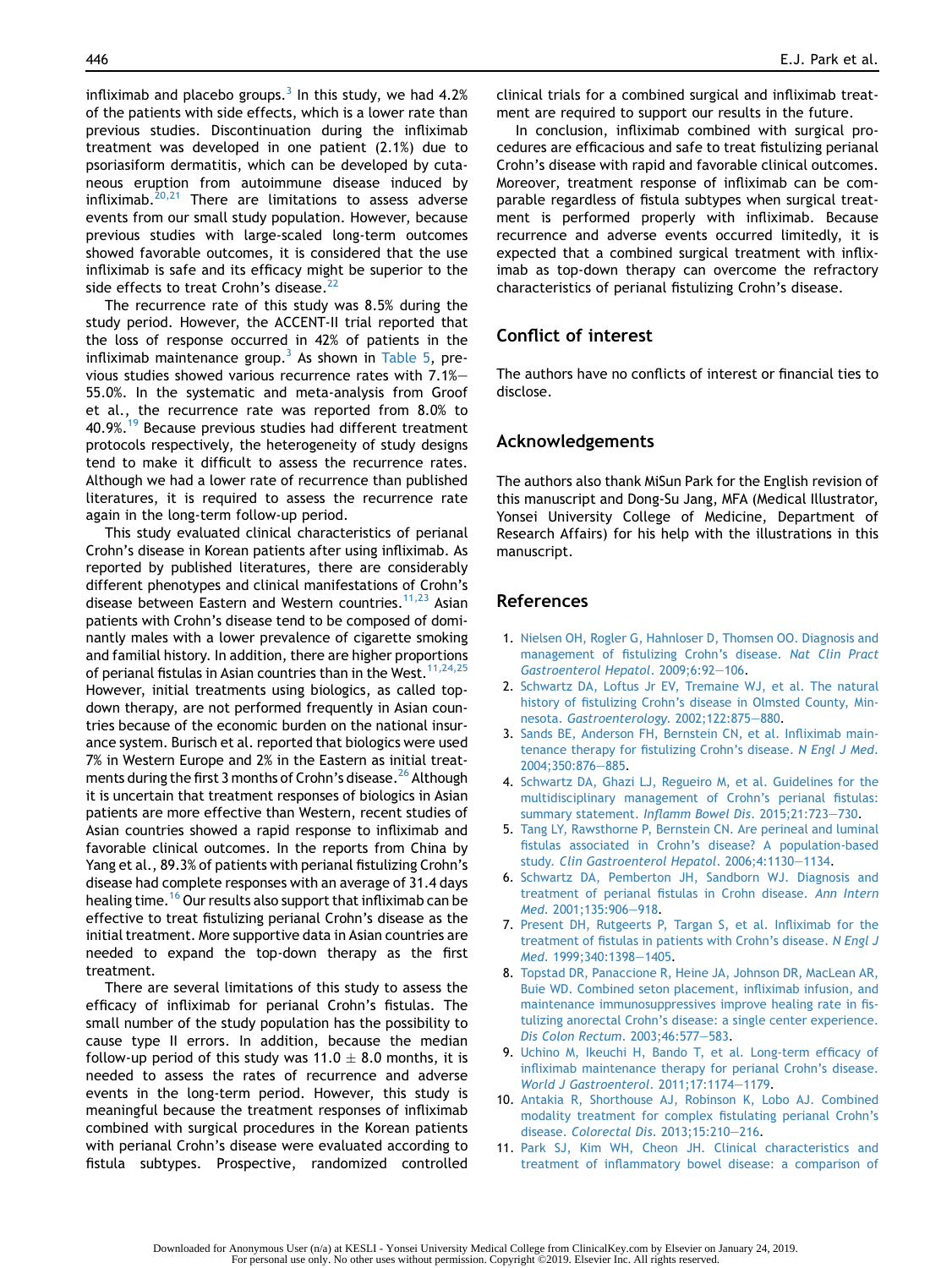infliximab and placebo groups.[3] In this study, we had 4.2% of the patients with side effects, which is a lower rate than previous studies. Discontinuation during the infliximab treatment was developed in one patient (2.1%) due to psoriasiform dermatitis, which can be developed by cutaneous eruption from autoimmune disease induced by infliximab.[20,21] There are limitations to assess adverse events from our small study population. However, because previous studies with large-scaled long-term outcomes showed favorable outcomes, it is considered that the use infliximab is safe and its efficacy might be superior to the side effects to treat Crohn's disease.[22]

The recurrence rate of this study was 8.5% during the study period. However, the ACCENT-II trial reported that the loss of response occurred in 42% of patients in the infliximab maintenance group.[3] As shown in Table 5, previous studies showed various recurrence rates with 7.1%–55.0%. In the systematic and meta-analysis from Groof et al., the recurrence rate was reported from 8.0% to 40.9%.[19] Because previous studies had different treatment protocols respectively, the heterogeneity of study designs tend to make it difficult to assess the recurrence rates. Although we had a lower rate of recurrence than published literatures, it is required to assess the recurrence rate again in the long-term follow-up period.

This study evaluated clinical characteristics of perianal Crohn's disease in Korean patients after using infliximab. As reported by published literatures, there are considerably different phenotypes and clinical manifestations of Crohn's disease between Eastern and Western countries.[11,23] Asian patients with Crohn's disease tend to be composed of dominantly males with a lower prevalence of cigarette smoking and familial history. In addition, there are higher proportions of perianal fistulas in Asian countries than in the West.[11,24,25] However, initial treatments using biologics, as called top-down therapy, are not performed frequently in Asian countries because of the economic burden on the national insurance system. Burisch et al. reported that biologics were used 7% in Western Europe and 2% in the Eastern as initial treatments during the first 3 months of Crohn's disease.[26] Although it is uncertain that treatment responses of biologics in Asian patients are more effective than Western, recent studies of Asian countries showed a rapid response to infliximab and favorable clinical outcomes. In the reports from China by Yang et al., 89.3% of patients with perianal fistulizing Crohn's disease had complete responses with an average of 31.4 days healing time.[16] Our results also support that infliximab can be effective to treat fistulizing perianal Crohn's disease as the initial treatment. More supportive data in Asian countries are needed to expand the top-down therapy as the first treatment.

There are several limitations of this study to assess the efficacy of infliximab for perianal Crohn's fistulas. The small number of the study population has the possibility to cause type II errors. In addition, because the median follow-up period of this study was $11.0 \pm 8.0$ months, it is needed to assess the rates of recurrence and adverse events in the long-term period. However, this study is meaningful because the treatment responses of infliximab combined with surgical procedures in the Korean patients with perianal Crohn's disease were evaluated according to fistula subtypes. Prospective, randomized controlled clinical trials for a combined surgical and infliximab treatment are required to support our results in the future.

In conclusion, infliximab combined with surgical procedures are efficacious and safe to treat fistulizing perianal Crohn's disease with rapid and favorable clinical outcomes. Moreover, treatment response of infliximab can be comparable regardless of fistula subtypes when surgical treatment is performed properly with infliximab. Because recurrence and adverse events occurred limitedly, it is expected that a combined surgical treatment with infliximab as top-down therapy can overcome the refractory characteristics of perianal fistulizing Crohn's disease.

## Conflict of interest

The authors have no conflicts of interest or financial ties to disclose.

## Acknowledgements

The authors also thank MiSun Park for the English revision of this manuscript and Dong-Su Jang, MFA (Medical Illustrator, Yonsei University College of Medicine, Department of Research Affairs) for his help with the illustrations in this manuscript.

## References

1. Nielsen OH, Rogler G, Hahnloser D, Thomsen OO. Diagnosis and management of fistulizing Crohn's disease. *Nat Clin Pract Gastroenterol Hepatol*. 2009;6:92–106.
2. Schwartz DA, Loftus Jr EV, Tremaine WJ, et al. The natural history of fistulizing Crohn's disease in Olmsted County, Minnesota. *Gastroenterology*. 2002;122:875–880.
3. Sands BE, Anderson FH, Bernstein CN, et al. Infliximab maintenance therapy for fistulizing Crohn's disease. *N Engl J Med*. 2004;350:876–885.
4. Schwartz DA, Ghazi LJ, Regueiro M, et al. Guidelines for the multidisciplinary management of Crohn's perianal fistulas: summary statement. *Inflamm Bowel Dis*. 2015;21:723–730.
5. Tang LY, Rawsthorne P, Bernstein CN. Are perineal and luminal fistulas associated in Crohn's disease? A population-based study. *Clin Gastroenterol Hepatol*. 2006;4:1130–1134.
6. Schwartz DA, Pemberton JH, Sandborn WJ. Diagnosis and treatment of perianal fistulas in Crohn disease. *Ann Intern Med*. 2001;135:906–918.
7. Present DH, Rutgeerts P, Targan S, et al. Infliximab for the treatment of fistulas in patients with Crohn's disease. *N Engl J Med*. 1999;340:1398–1405.
8. Topstad DR, Panaccione R, Heine JA, Johnson DR, MacLean AR, Buie WD. Combined seton placement, infliximab infusion, and maintenance immunosuppressives improve healing rate in fistulizing anorectal Crohn's disease: a single center experience. *Dis Colon Rectum*. 2003;46:577–583.
9. Uchino M, Ikeuchi H, Bando T, et al. Long-term efficacy of infliximab maintenance therapy for perianal Crohn's disease. *World J Gastroenterol*. 2011;17:1174–1179.
10. Antakia R, Shorthouse AJ, Robinson K, Lobo AJ. Combined modality treatment for complex fistulating perianal Crohn's disease. *Colorectal Dis*. 2013;15:210–216.
11. Park SJ, Kim WH, Cheon JH. Clinical characteristics and treatment of inflammatory bowel disease: a comparison of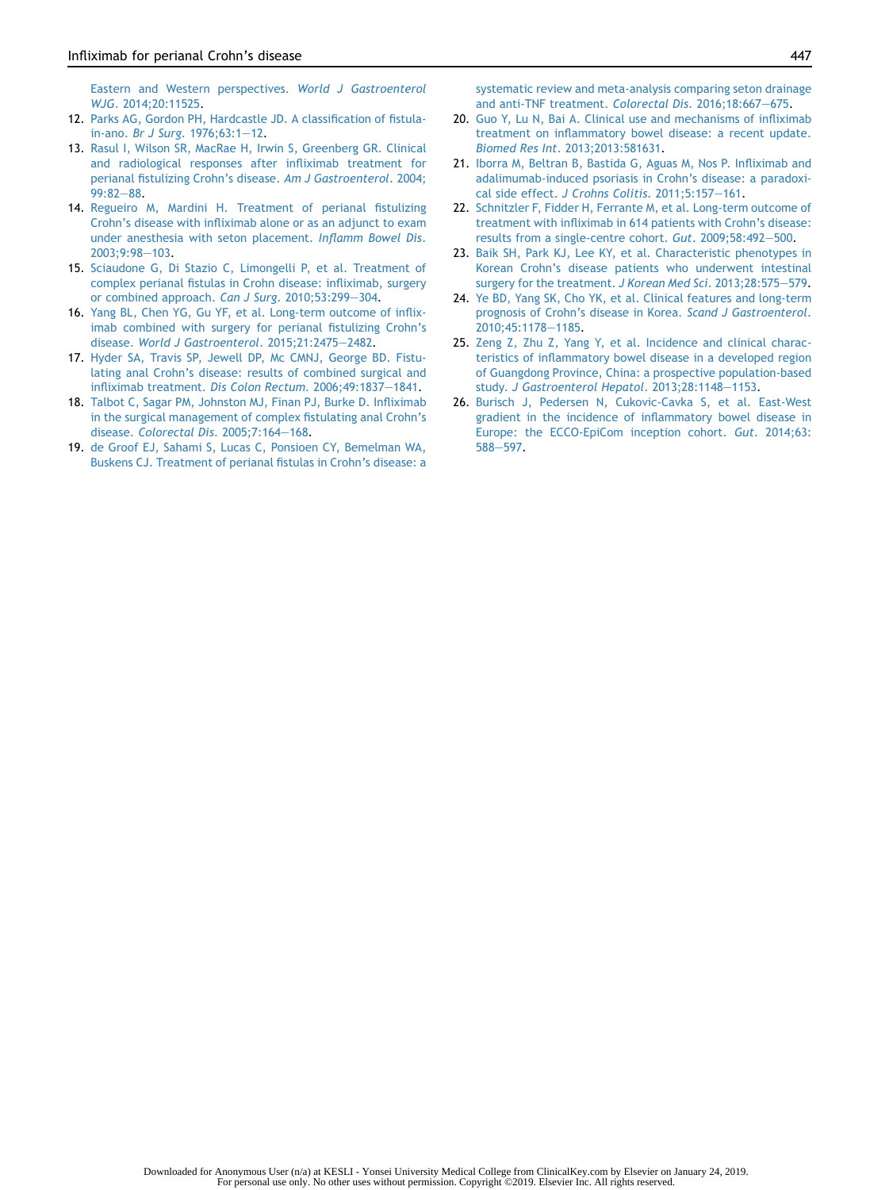Eastern and Western perspectives. *World J Gastroenterol WJG*. 2014;20:11525.

12. Parks AG, Gordon PH, Hardcastle JD. A classification of fistula-in-ano. *Br J Surg*. 1976;63:1—12.
13. Rasul I, Wilson SR, MacRae H, Irwin S, Greenberg GR. Clinical and radiological responses after infliximab treatment for perianal fistulizing Crohn's disease. *Am J Gastroenterol*. 2004;99:82—88.
14. Regueiro M, Mardini H. Treatment of perianal fistulizing Crohn's disease with infliximab alone or as an adjunct to exam under anesthesia with seton placement. *Inflamm Bowel Dis*. 2003;9:98—103.
15. Sciaudone G, Di Stazio C, Limongelli P, et al. Treatment of complex perianal fistulas in Crohn disease: infliximab, surgery or combined approach. *Can J Surg*. 2010;53:299—304.
16. Yang BL, Chen YG, Gu YF, et al. Long-term outcome of infliximab combined with surgery for perianal fistulizing Crohn's disease. *World J Gastroenterol*. 2015;21:2475—2482.
17. Hyder SA, Travis SP, Jewell DP, Mc CMNJ, George BD. Fistulating anal Crohn's disease: results of combined surgical and infliximab treatment. *Dis Colon Rectum*. 2006;49:1837—1841.
18. Talbot C, Sagar PM, Johnston MJ, Finan PJ, Burke D. Infliximab in the surgical management of complex fistulating anal Crohn's disease. *Colorectal Dis*. 2005;7:164—168.
19. de Groof EJ, Sahami S, Lucas C, Ponsioen CY, Bemelman WA, Buskens CJ. Treatment of perianal fistulas in Crohn's disease: a systematic review and meta-analysis comparing seton drainage and anti-TNF treatment. *Colorectal Dis*. 2016;18:667—675.
20. Guo Y, Lu N, Bai A. Clinical use and mechanisms of infliximab treatment on inflammatory bowel disease: a recent update. *Biomed Res Int*. 2013;2013:581631.
21. Iborra M, Beltran B, Bastida G, Aguas M, Nos P. Infliximab and adalimumab-induced psoriasis in Crohn's disease: a paradoxical side effect. *J Crohns Colitis*. 2011;5:157—161.
22. Schnitzler F, Fidder H, Ferrante M, et al. Long-term outcome of treatment with infliximab in 614 patients with Crohn's disease: results from a single-centre cohort. *Gut*. 2009;58:492—500.
23. Baik SH, Park KJ, Lee KY, et al. Characteristic phenotypes in Korean Crohn's disease patients who underwent intestinal surgery for the treatment. *J Korean Med Sci*. 2013;28:575—579.
24. Ye BD, Yang SK, Cho YK, et al. Clinical features and long-term prognosis of Crohn's disease in Korea. *Scand J Gastroenterol*. 2010;45:1178—1185.
25. Zeng Z, Zhu Z, Yang Y, et al. Incidence and clinical characteristics of inflammatory bowel disease in a developed region of Guangdong Province, China: a prospective population-based study. *J Gastroenterol Hepatol*. 2013;28:1148—1153.
26. Burisch J, Pedersen N, Cukovic-Cavka S, et al. East-West gradient in the incidence of inflammatory bowel disease in Europe: the ECCO-EpiCom inception cohort. *Gut*. 2014;63:588—597.

Downloaded for Anonymous User (n/a) at KESLI - Yonsei University Medical College from ClinicalKey.com by Elsevier on January 24, 2019.
For personal use only. No other uses without permission. Copyright ©2019. Elsevier Inc. All rights reserved.